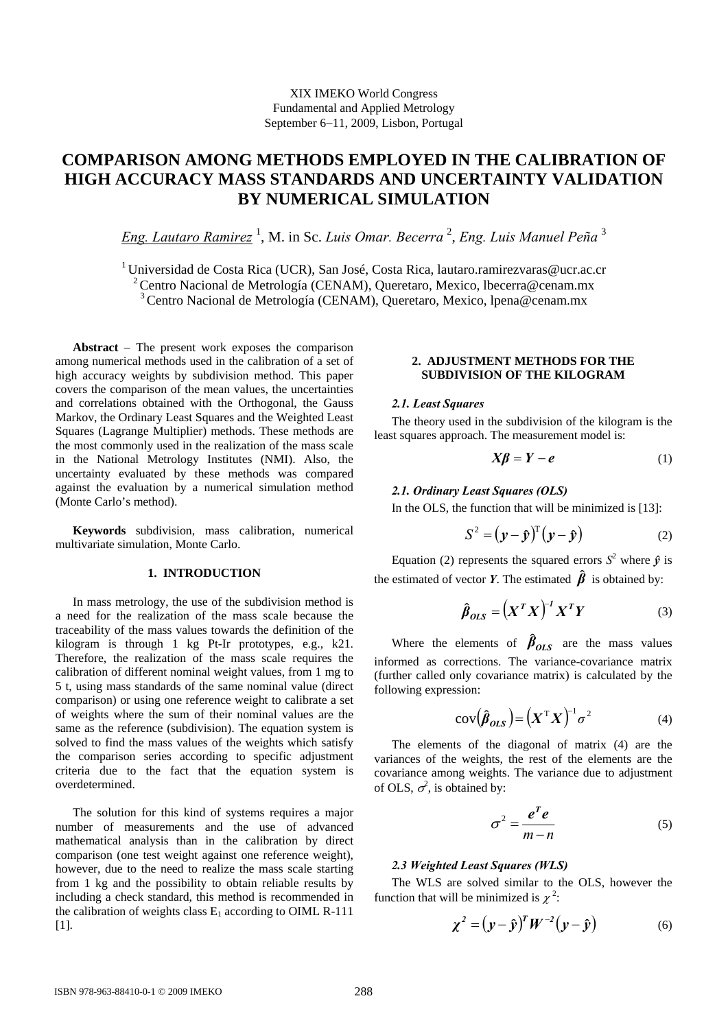XIX IMEKO World Congress
Fundamental and Applied Metrology
September 6–11, 2009, Lisbon, Portugal

# COMPARISON AMONG METHODS EMPLOYED IN THE CALIBRATION OF HIGH ACCURACY MASS STANDARDS AND UNCERTAINTY VALIDATION BY NUMERICAL SIMULATION

*Eng. Lautaro Ramirez* [1], M. in Sc. *Luis Omar. Becerra* [2], *Eng. Luis Manuel Peña* [3]

[1] Universidad de Costa Rica (UCR), San José, Costa Rica, lautaro.ramirezvaras@ucr.ac.cr
[2] Centro Nacional de Metrología (CENAM), Queretaro, Mexico, lbecerra@cenam.mx
[3] Centro Nacional de Metrología (CENAM), Queretaro, Mexico, lpena@cenam.mx

**Abstract** – The present work exposes the comparison among numerical methods used in the calibration of a set of high accuracy weights by subdivision method. This paper covers the comparison of the mean values, the uncertainties and correlations obtained with the Orthogonal, the Gauss Markov, the Ordinary Least Squares and the Weighted Least Squares (Lagrange Multiplier) methods. These methods are the most commonly used in the realization of the mass scale in the National Metrology Institutes (NMI). Also, the uncertainty evaluated by these methods was compared against the evaluation by a numerical simulation method (Monte Carlo's method).

**Keywords** subdivision, mass calibration, numerical multivariate simulation, Monte Carlo.

## 1. INTRODUCTION

In mass metrology, the use of the subdivision method is a need for the realization of the mass scale because the traceability of the mass values towards the definition of the kilogram is through 1 kg Pt-Ir prototypes, e.g., k21. Therefore, the realization of the mass scale requires the calibration of different nominal weight values, from 1 mg to 5 t, using mass standards of the same nominal value (direct comparison) or using one reference weight to calibrate a set of weights where the sum of their nominal values are the same as the reference (subdivision). The equation system is solved to find the mass values of the weights which satisfy the comparison series according to specific adjustment criteria due to the fact that the equation system is overdetermined.

The solution for this kind of systems requires a major number of measurements and the use of advanced mathematical analysis than in the calibration by direct comparison (one test weight against one reference weight), however, due to the need to realize the mass scale starting from 1 kg and the possibility to obtain reliable results by including a check standard, this method is recommended in the calibration of weights class $E_1$ according to OIML R-111 [1].

## 2. ADJUSTMENT METHODS FOR THE SUBDIVISION OF THE KILOGRAM

### *2.1. Least Squares*

The theory used in the subdivision of the kilogram is the least squares approach. The measurement model is:

$$\boldsymbol{X\beta} = \boldsymbol{Y} - \boldsymbol{e} \tag{1}$$

### *2.1. Ordinary Least Squares (OLS)*

In the OLS, the function that will be minimized is [13]:

$$S^2 = (\boldsymbol{y} - \hat{\boldsymbol{y}})^{\mathrm{T}} (\boldsymbol{y} - \hat{\boldsymbol{y}}) \tag{2}$$

Equation (2) represents the squared errors $S^2$ where $\hat{\boldsymbol{y}}$ is the estimated of vector $\boldsymbol{Y}$. The estimated $\hat{\boldsymbol{\beta}}$ is obtained by:

$$\hat{\boldsymbol{\beta}}_{\boldsymbol{OLS}} = \left(\boldsymbol{X^T X}\right)^{-1} \boldsymbol{X^T Y} \tag{3}$$

Where the elements of $\hat{\boldsymbol{\beta}}_{\boldsymbol{OLS}}$ are the mass values informed as corrections. The variance-covariance matrix (further called only covariance matrix) is calculated by the following expression:

$$\operatorname{cov}\left(\hat{\boldsymbol{\beta}}_{\boldsymbol{OLS}}\right) = \left(\boldsymbol{X}^{\mathrm{T}} \boldsymbol{X}\right)^{-1} \sigma^2 \tag{4}$$

The elements of the diagonal of matrix (4) are the variances of the weights, the rest of the elements are the covariance among weights. The variance due to adjustment of OLS, $\sigma^2$, is obtained by:

$$\sigma^2 = \frac{\boldsymbol{e^T e}}{m - n} \tag{5}$$

### *2.3 Weighted Least Squares (WLS)*

The WLS are solved similar to the OLS, however the function that will be minimized is $\chi^2$:

$$\boldsymbol{\chi^2} = (\boldsymbol{y} - \hat{\boldsymbol{y}})^{\boldsymbol{T}} \boldsymbol{W}^{-2} (\boldsymbol{y} - \hat{\boldsymbol{y}}) \tag{6}$$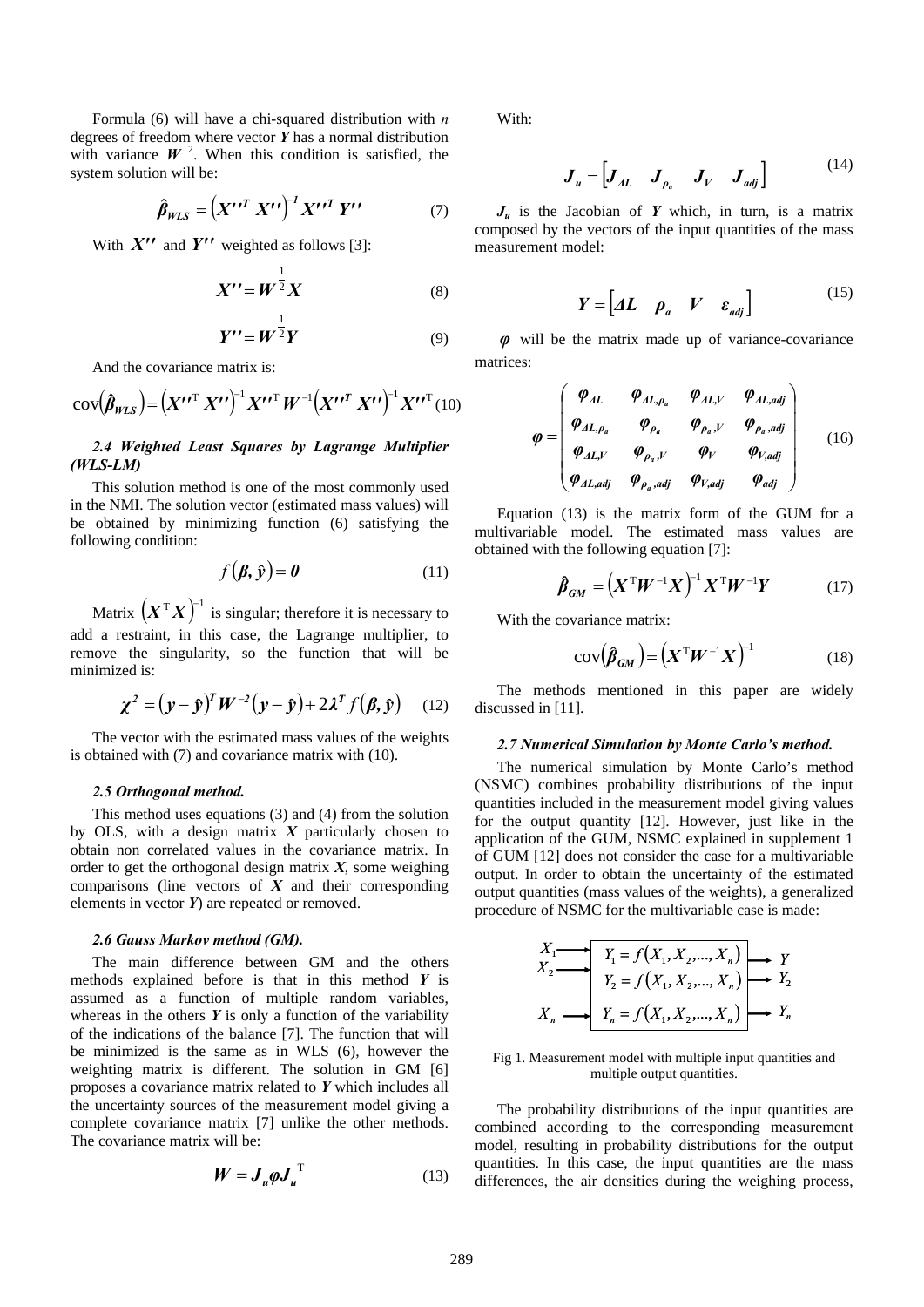Formula (6) will have a chi-squared distribution with $n$ degrees of freedom where vector $\boldsymbol{Y}$ has a normal distribution with variance $\boldsymbol{W}^{2}$. When this condition is satisfied, the system solution will be:

$$\hat{\boldsymbol{\beta}}_{WLS} = \left(\boldsymbol{X''}^{T}\boldsymbol{X''}\right)^{-1}\boldsymbol{X''}^{T}\boldsymbol{Y''} \tag{7}$$

With $\boldsymbol{X''}$ and $\boldsymbol{Y''}$ weighted as follows [3]:

$$\boldsymbol{X''} = \boldsymbol{W}^{\frac{1}{2}}\boldsymbol{X} \tag{8}$$

$$\boldsymbol{Y''} = \boldsymbol{W}^{\frac{1}{2}}\boldsymbol{Y} \tag{9}$$

And the covariance matrix is:

$$\operatorname{cov}\left(\hat{\boldsymbol{\beta}}_{WLS}\right) = \left(\boldsymbol{X''}^{\mathrm{T}}\boldsymbol{X''}\right)^{-1}\boldsymbol{X''}^{\mathrm{T}}\boldsymbol{W}^{-1}\left(\boldsymbol{X''}^{T}\boldsymbol{X''}\right)^{-1}\boldsymbol{X''}^{\mathrm{T}} \tag{10}$$

### *2.4 Weighted Least Squares by Lagrange Multiplier (WLS-LM)*

This solution method is one of the most commonly used in the NMI. The solution vector (estimated mass values) will be obtained by minimizing function (6) satisfying the following condition:

$$f\left(\boldsymbol{\beta}, \hat{\boldsymbol{y}}\right) = \boldsymbol{0} \tag{11}$$

Matrix $\left(\boldsymbol{X}^{\mathrm{T}}\boldsymbol{X}\right)^{-1}$ is singular; therefore it is necessary to add a restraint, in this case, the Lagrange multiplier, to remove the singularity, so the function that will be minimized is:

$$\boldsymbol{\chi}^{2} = \left(\boldsymbol{y} - \hat{\boldsymbol{y}}\right)^{T}\boldsymbol{W}^{-2}\left(\boldsymbol{y} - \hat{\boldsymbol{y}}\right) + 2\boldsymbol{\lambda}^{T} f\left(\boldsymbol{\beta}, \hat{\boldsymbol{y}}\right) \tag{12}$$

The vector with the estimated mass values of the weights is obtained with (7) and covariance matrix with (10).

### *2.5 Orthogonal method.*

This method uses equations (3) and (4) from the solution by OLS, with a design matrix $\boldsymbol{X}$ particularly chosen to obtain non correlated values in the covariance matrix. In order to get the orthogonal design matrix $\boldsymbol{X}$, some weighing comparisons (line vectors of $\boldsymbol{X}$ and their corresponding elements in vector $\boldsymbol{Y}$) are repeated or removed.

### *2.6 Gauss Markov method (GM).*

The main difference between GM and the others methods explained before is that in this method $\boldsymbol{Y}$ is assumed as a function of multiple random variables, whereas in the others $\boldsymbol{Y}$ is only a function of the variability of the indications of the balance [7]. The function that will be minimized is the same as in WLS (6), however the weighting matrix is different. The solution in GM [6] proposes a covariance matrix related to $\boldsymbol{Y}$ which includes all the uncertainty sources of the measurement model giving a complete covariance matrix [7] unlike the other methods. The covariance matrix will be:

$$\boldsymbol{W} = \boldsymbol{J}_{u}\boldsymbol{\varphi}\boldsymbol{J}_{u}^{\mathrm{T}} \tag{13}$$

With:

$$\boldsymbol{J}_{u} = \left[\boldsymbol{J}_{\Delta L} \quad \boldsymbol{J}_{\rho_a} \quad \boldsymbol{J}_{V} \quad \boldsymbol{J}_{adj}\right] \tag{14}$$

$\boldsymbol{J}_{u}$ is the Jacobian of $\boldsymbol{Y}$ which, in turn, is a matrix composed by the vectors of the input quantities of the mass measurement model:

$$\boldsymbol{Y} = \left[\boldsymbol{\Delta L} \quad \boldsymbol{\rho}_{a} \quad \boldsymbol{V} \quad \boldsymbol{\varepsilon}_{adj}\right] \tag{15}$$

$\boldsymbol{\varphi}$ will be the matrix made up of variance-covariance matrices:

$$\boldsymbol{\varphi} = \begin{pmatrix} \boldsymbol{\varphi}_{\Delta L} & \boldsymbol{\varphi}_{\Delta L,\rho_a} & \boldsymbol{\varphi}_{\Delta L,V} & \boldsymbol{\varphi}_{\Delta L,adj} \\ \boldsymbol{\varphi}_{\Delta L,\rho_a} & \boldsymbol{\varphi}_{\rho_a} & \boldsymbol{\varphi}_{\rho_a,V} & \boldsymbol{\varphi}_{\rho_a,adj} \\ \boldsymbol{\varphi}_{\Delta L,V} & \boldsymbol{\varphi}_{\rho_a,V} & \boldsymbol{\varphi}_{V} & \boldsymbol{\varphi}_{V,adj} \\ \boldsymbol{\varphi}_{\Delta L,adj} & \boldsymbol{\varphi}_{\rho_a,adj} & \boldsymbol{\varphi}_{V,adj} & \boldsymbol{\varphi}_{adj} \end{pmatrix} \tag{16}$$

Equation (13) is the matrix form of the GUM for a multivariable model. The estimated mass values are obtained with the following equation [7]:

$$\hat{\boldsymbol{\beta}}_{GM} = \left(\boldsymbol{X}^{\mathrm{T}}\boldsymbol{W}^{-1}\boldsymbol{X}\right)^{-1}\boldsymbol{X}^{\mathrm{T}}\boldsymbol{W}^{-1}\boldsymbol{Y} \tag{17}$$

With the covariance matrix:

$$\operatorname{cov}\left(\hat{\boldsymbol{\beta}}_{GM}\right) = \left(\boldsymbol{X}^{\mathrm{T}}\boldsymbol{W}^{-1}\boldsymbol{X}\right)^{-1} \tag{18}$$

The methods mentioned in this paper are widely discussed in [11].

### *2.7 Numerical Simulation by Monte Carlo's method.*

The numerical simulation by Monte Carlo's method (NSMC) combines probability distributions of the input quantities included in the measurement model giving values for the output quantity [12]. However, just like in the application of the GUM, NSMC explained in supplement 1 of GUM [12] does not consider the case for a multivariable output. In order to obtain the uncertainty of the estimated output quantities (mass values of the weights), a generalized procedure of NSMC for the multivariable case is made:

$$\begin{array}{l} X_1 \\ X_2 \\ X_n \end{array} \rightarrow \boxed{\begin{array}{l} Y_1 = f\left(X_1, X_2, ..., X_n\right) \\ Y_2 = f\left(X_1, X_2, ..., X_n\right) \\ Y_n = f\left(X_1, X_2, ..., X_n\right) \end{array}} \rightarrow \begin{array}{l} Y \\ Y_2 \\ Y_n \end{array}$$

Fig 1. Measurement model with multiple input quantities and multiple output quantities.

The probability distributions of the input quantities are combined according to the corresponding measurement model, resulting in probability distributions for the output quantities. In this case, the input quantities are the mass differences, the air densities during the weighing process,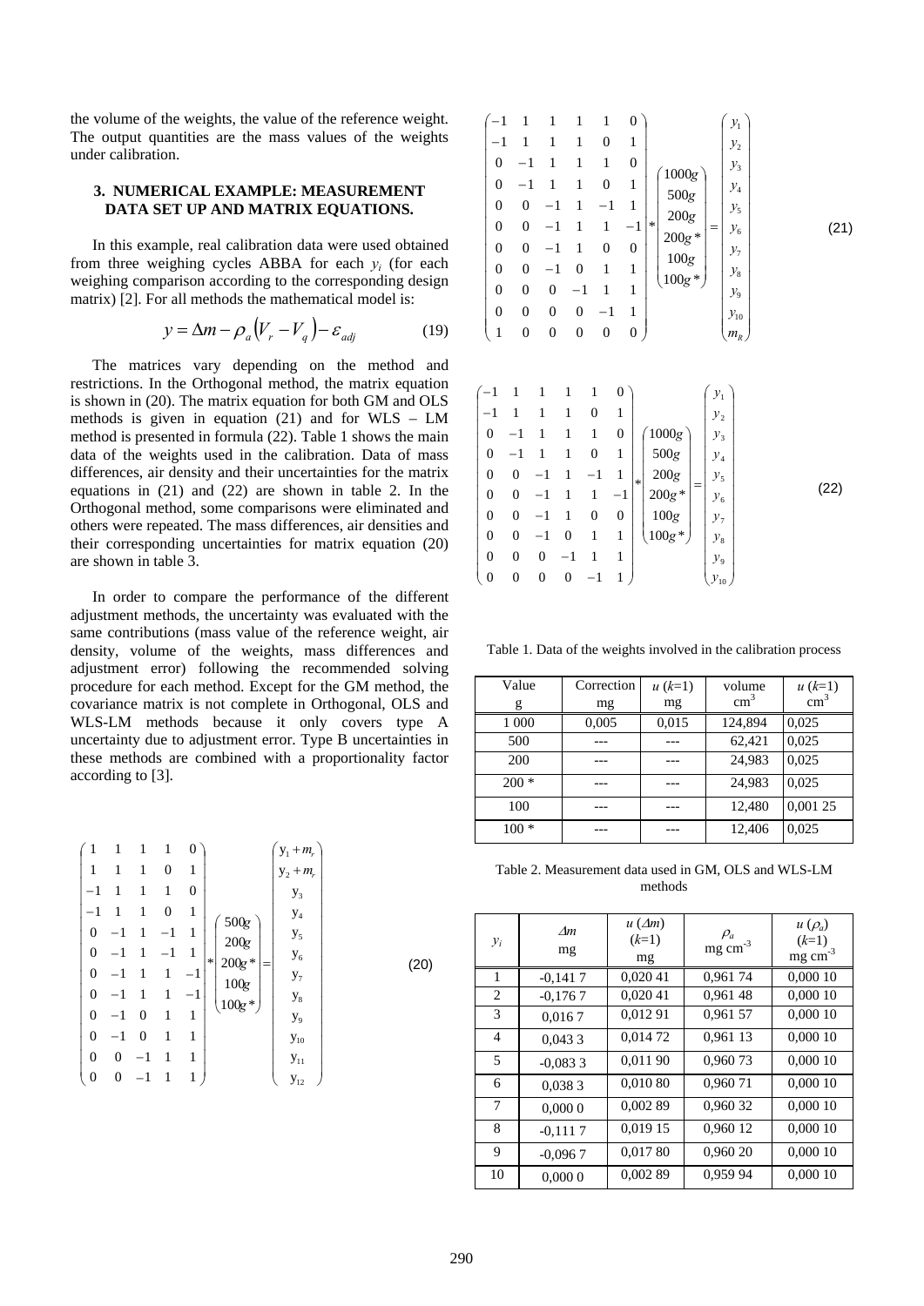the volume of the weights, the value of the reference weight. The output quantities are the mass values of the weights under calibration.

### 3. NUMERICAL EXAMPLE: MEASUREMENT DATA SET UP AND MATRIX EQUATIONS.

In this example, real calibration data were used obtained from three weighing cycles ABBA for each $y_i$ (for each weighing comparison according to the corresponding design matrix) [2]. For all methods the mathematical model is:

$$y = \Delta m - \rho_a \left(V_r - V_q\right) - \varepsilon_{adj} \qquad (19)$$

The matrices vary depending on the method and restrictions. In the Orthogonal method, the matrix equation is shown in (20). The matrix equation for both GM and OLS methods is given in equation (21) and for WLS – LM method is presented in formula (22). Table 1 shows the main data of the weights used in the calibration. Data of mass differences, air density and their uncertainties for the matrix equations in (21) and (22) are shown in table 2. In the Orthogonal method, some comparisons were eliminated and others were repeated. The mass differences, air densities and their corresponding uncertainties for matrix equation (20) are shown in table 3.

In order to compare the performance of the different adjustment methods, the uncertainty was evaluated with the same contributions (mass value of the reference weight, air density, volume of the weights, mass differences and adjustment error) following the recommended solving procedure for each method. Except for the GM method, the covariance matrix is not complete in Orthogonal, OLS and WLS-LM methods because it only covers type A uncertainty due to adjustment error. Type B uncertainties in these methods are combined with a proportionality factor according to [3].

$$\begin{pmatrix} 1 & 1 & 1 & 1 & 0 \\ 1 & 1 & 1 & 0 & 1 \\ -1 & 1 & 1 & 1 & 0 \\ -1 & 1 & 1 & 0 & 1 \\ 0 & -1 & 1 & -1 & 1 \\ 0 & -1 & 1 & -1 & 1 \\ 0 & -1 & 1 & 1 & -1 \\ 0 & -1 & 1 & 1 & -1 \\ 0 & -1 & 0 & 1 & 1 \\ 0 & -1 & 0 & 1 & 1 \\ 0 & 0 & -1 & 1 & 1 \\ 0 & 0 & -1 & 1 & 1 \end{pmatrix} * \begin{pmatrix} 500g \\ 200g \\ 200g* \\ 100g \\ 100g* \end{pmatrix} = \begin{pmatrix} y_1 + m_r \\ y_2 + m_r \\ y_3 \\ y_4 \\ y_5 \\ y_6 \\ y_7 \\ y_8 \\ y_9 \\ y_{10} \\ y_{11} \\ y_{12} \end{pmatrix} \qquad (20)$$

$$\begin{pmatrix} -1 & 1 & 1 & 1 & 1 & 0 \\ -1 & 1 & 1 & 1 & 0 & 1 \\ 0 & -1 & 1 & 1 & 1 & 0 \\ 0 & -1 & 1 & 1 & 0 & 1 \\ 0 & 0 & -1 & 1 & -1 & 1 \\ 0 & 0 & -1 & 1 & 1 & -1 \\ 0 & 0 & -1 & 1 & 0 & 0 \\ 0 & 0 & -1 & 0 & 1 & 1 \\ 0 & 0 & 0 & -1 & 1 & 1 \\ 0 & 0 & 0 & 0 & -1 & 1 \\ 1 & 0 & 0 & 0 & 0 & 0 \end{pmatrix} * \begin{pmatrix} 1000g \\ 500g \\ 200g \\ 200g* \\ 100g \\ 100g* \end{pmatrix} = \begin{pmatrix} y_1 \\ y_2 \\ y_3 \\ y_4 \\ y_5 \\ y_6 \\ y_7 \\ y_8 \\ y_9 \\ y_{10} \\ m_R \end{pmatrix} \qquad (21)$$

$$\begin{pmatrix} -1 & 1 & 1 & 1 & 1 & 0 \\ -1 & 1 & 1 & 1 & 0 & 1 \\ 0 & -1 & 1 & 1 & 1 & 0 \\ 0 & -1 & 1 & 1 & 0 & 1 \\ 0 & 0 & -1 & 1 & -1 & 1 \\ 0 & 0 & -1 & 1 & 1 & -1 \\ 0 & 0 & -1 & 1 & 0 & 0 \\ 0 & 0 & -1 & 0 & 1 & 1 \\ 0 & 0 & 0 & -1 & 1 & 1 \\ 0 & 0 & 0 & 0 & -1 & 1 \end{pmatrix} * \begin{pmatrix} 1000g \\ 500g \\ 200g \\ 200g* \\ 100g \\ 100g* \end{pmatrix} = \begin{pmatrix} y_1 \\ y_2 \\ y_3 \\ y_4 \\ y_5 \\ y_6 \\ y_7 \\ y_8 \\ y_9 \\ y_{10} \end{pmatrix} \qquad (22)$$

Table 1. Data of the weights involved in the calibration process

| Value g | Correction mg | $u$ ($k$=1) mg | volume cm$^3$ | $u$ ($k$=1) cm$^3$ |
|---|---|---|---|---|
| 1 000 | 0,005 | 0,015 | 124,894 | 0,025 |
| 500 | --- | --- | 62,421 | 0,025 |
| 200 | --- | --- | 24,983 | 0,025 |
| 200 * | --- | --- | 24,983 | 0,025 |
| 100 | --- | --- | 12,480 | 0,001 25 |
| 100 * | --- | --- | 12,406 | 0,025 |

Table 2. Measurement data used in GM, OLS and WLS-LM methods

| $y_i$ | $\Delta m$ mg | $u$ ($\Delta m$) ($k$=1) mg | $\rho_a$ mg cm$^{-3}$ | $u$ ($\rho_a$) ($k$=1) mg cm$^{-3}$ |
|---|---|---|---|---|
| 1 | -0,141 7 | 0,020 41 | 0,961 74 | 0,000 10 |
| 2 | -0,176 7 | 0,020 41 | 0,961 48 | 0,000 10 |
| 3 | 0,016 7 | 0,012 91 | 0,961 57 | 0,000 10 |
| 4 | 0,043 3 | 0,014 72 | 0,961 13 | 0,000 10 |
| 5 | -0,083 3 | 0,011 90 | 0,960 73 | 0,000 10 |
| 6 | 0,038 3 | 0,010 80 | 0,960 71 | 0,000 10 |
| 7 | 0,000 0 | 0,002 89 | 0,960 32 | 0,000 10 |
| 8 | -0,111 7 | 0,019 15 | 0,960 12 | 0,000 10 |
| 9 | -0,096 7 | 0,017 80 | 0,960 20 | 0,000 10 |
| 10 | 0,000 0 | 0,002 89 | 0,959 94 | 0,000 10 |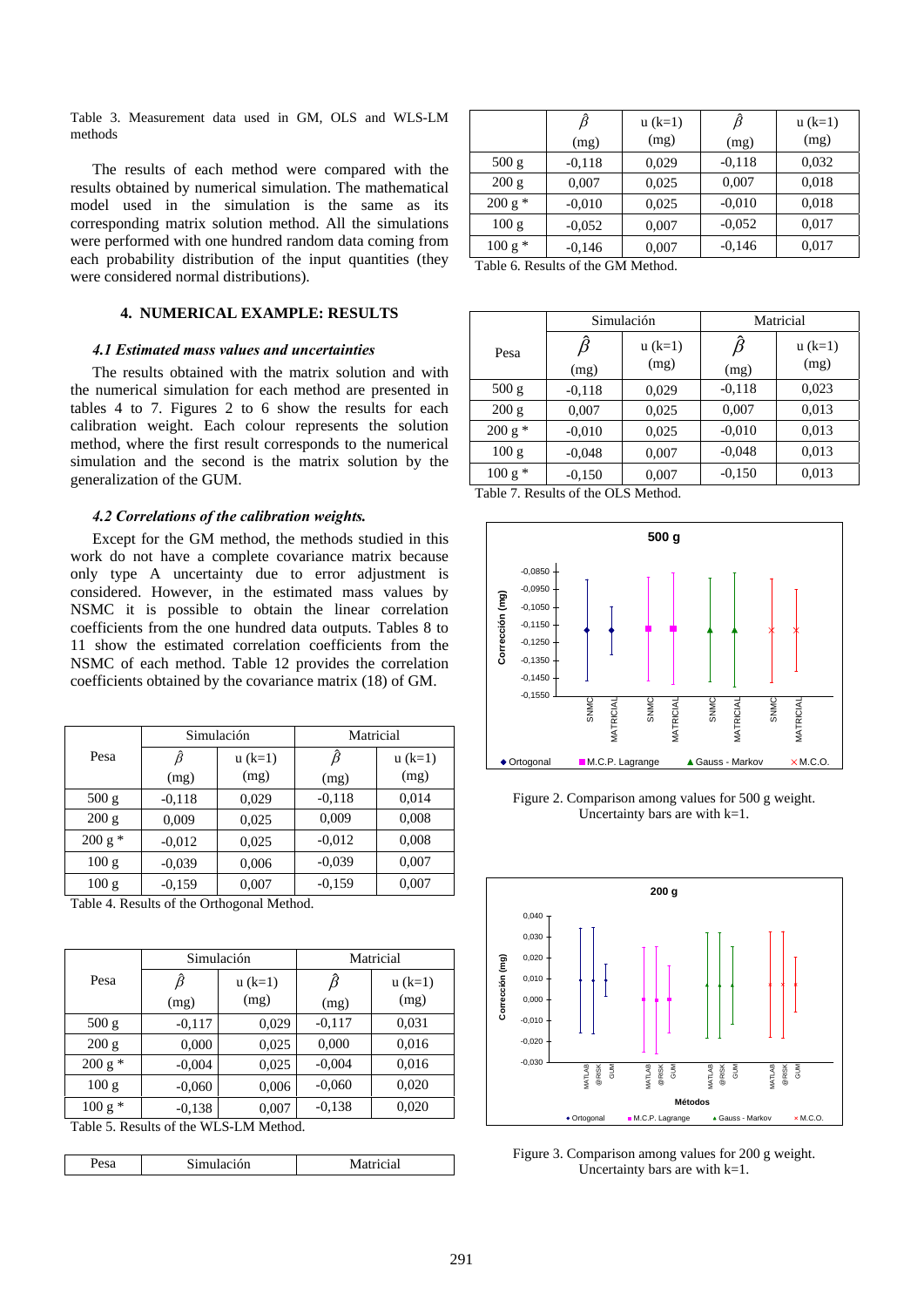Table 3. Measurement data used in GM, OLS and WLS-LM methods

The results of each method were compared with the results obtained by numerical simulation. The mathematical model used in the simulation is the same as its corresponding matrix solution method. All the simulations were performed with one hundred random data coming from each probability distribution of the input quantities (they were considered normal distributions).

## 4. NUMERICAL EXAMPLE: RESULTS

### *4.1 Estimated mass values and uncertainties*

The results obtained with the matrix solution and with the numerical simulation for each method are presented in tables 4 to 7. Figures 2 to 6 show the results for each calibration weight. Each colour represents the solution method, where the first result corresponds to the numerical simulation and the second is the matrix solution by the generalization of the GUM.

### *4.2 Correlations of the calibration weights.*

Except for the GM method, the methods studied in this work do not have a complete covariance matrix because only type A uncertainty due to error adjustment is considered. However, in the estimated mass values by NSMC it is possible to obtain the linear correlation coefficients from the one hundred data outputs. Tables 8 to 11 show the estimated correlation coefficients from the NSMC of each method. Table 12 provides the correlation coefficients obtained by the covariance matrix (18) of GM.

| Pesa | Simulación | | Matricial | |
|---|---|---|---|---|
| | $\hat{\beta}$ (mg) | u (k=1) (mg) | $\hat{\beta}$ (mg) | u (k=1) (mg) |
| 500 g | -0,118 | 0,029 | -0,118 | 0,014 |
| 200 g | 0,009 | 0,025 | 0,009 | 0,008 |
| 200 g * | -0,012 | 0,025 | -0,012 | 0,008 |
| 100 g | -0,039 | 0,006 | -0,039 | 0,007 |
| 100 g | -0,159 | 0,007 | -0,159 | 0,007 |

Table 4. Results of the Orthogonal Method.

| Pesa | Simulación | | Matricial | |
|---|---|---|---|---|
| | $\hat{\beta}$ (mg) | u (k=1) (mg) | $\hat{\beta}$ (mg) | u (k=1) (mg) |
| 500 g | -0,117 | 0,029 | -0,117 | 0,031 |
| 200 g | 0,000 | 0,025 | 0,000 | 0,016 |
| 200 g * | -0,004 | 0,025 | -0,004 | 0,016 |
| 100 g | -0,060 | 0,006 | -0,060 | 0,020 |
| 100 g * | -0,138 | 0,007 | -0,138 | 0,020 |

Table 5. Results of the WLS-LM Method.

| Pesa | Simulación | | Matricial | |
|---|---|---|---|---|
| | $\hat{\beta}$ (mg) | u (k=1) (mg) | $\hat{\beta}$ (mg) | u (k=1) (mg) |
| 500 g | -0,118 | 0,029 | -0,118 | 0,032 |
| 200 g | 0,007 | 0,025 | 0,007 | 0,018 |
| 200 g * | -0,010 | 0,025 | -0,010 | 0,018 |
| 100 g | -0,052 | 0,007 | -0,052 | 0,017 |
| 100 g * | -0,146 | 0,007 | -0,146 | 0,017 |

Table 6. Results of the GM Method.

| Pesa | Simulación | | Matricial | |
|---|---|---|---|---|
| | $\hat{\beta}$ (mg) | u (k=1) (mg) | $\hat{\beta}$ (mg) | u (k=1) (mg) |
| 500 g | -0,118 | 0,029 | -0,118 | 0,023 |
| 200 g | 0,007 | 0,025 | 0,007 | 0,013 |
| 200 g * | -0,010 | 0,025 | -0,010 | 0,013 |
| 100 g | -0,048 | 0,007 | -0,048 | 0,013 |
| 100 g * | -0,150 | 0,007 | -0,150 | 0,013 |

Table 7. Results of the OLS Method.

Figure 2. Comparison among values for 500 g weight. Uncertainty bars are with k=1.

Figure 3. Comparison among values for 200 g weight. Uncertainty bars are with k=1.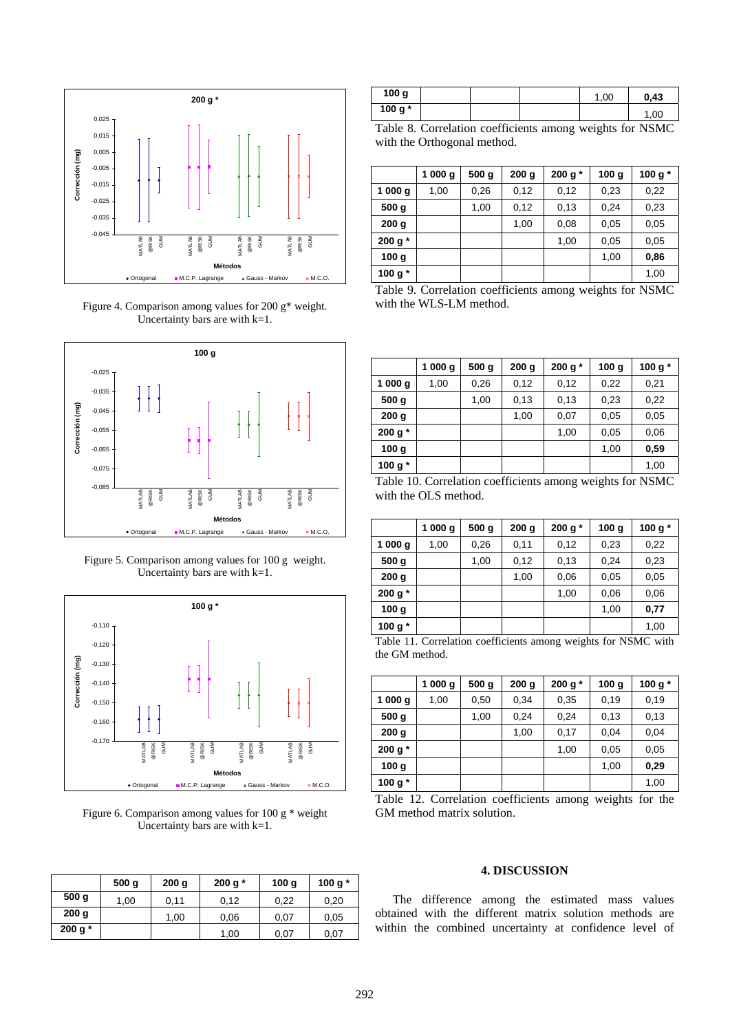Figure 4. Comparison among values for 200 g* weight. Uncertainty bars are with k=1.

Figure 5. Comparison among values for 100 g weight. Uncertainty bars are with k=1.

Figure 6. Comparison among values for 100 g * weight Uncertainty bars are with k=1.

| | 500 g | 200 g | 200 g * | 100 g | 100 g * |
|---|---|---|---|---|---|
| **500 g** | 1,00 | 0,11 | 0,12 | 0,22 | 0,20 |
| **200 g** | | 1,00 | 0,06 | 0,07 | 0,05 |
| **200 g *** | | | 1,00 | 0,07 | 0,07 |
| **100 g** | | | | 1,00 | **0,43** |
| **100 g *** | | | | | 1,00 |

Table 8. Correlation coefficients among weights for NSMC with the Orthogonal method.

| | 1 000 g | 500 g | 200 g | 200 g * | 100 g | 100 g * |
|---|---|---|---|---|---|---|
| **1 000 g** | 1,00 | 0,26 | 0,12 | 0,12 | 0,23 | 0,22 |
| **500 g** | | 1,00 | 0,12 | 0,13 | 0,24 | 0,23 |
| **200 g** | | | 1,00 | 0,08 | 0,05 | 0,05 |
| **200 g *** | | | | 1,00 | 0,05 | 0,05 |
| **100 g** | | | | | 1,00 | **0,86** |
| **100 g *** | | | | | | 1,00 |

Table 9. Correlation coefficients among weights for NSMC with the WLS-LM method.

| | 1 000 g | 500 g | 200 g | 200 g * | 100 g | 100 g * |
|---|---|---|---|---|---|---|
| **1 000 g** | 1,00 | 0,26 | 0,12 | 0,12 | 0,22 | 0,21 |
| **500 g** | | 1,00 | 0,13 | 0,13 | 0,23 | 0,22 |
| **200 g** | | | 1,00 | 0,07 | 0,05 | 0,05 |
| **200 g *** | | | | 1,00 | 0,05 | 0,06 |
| **100 g** | | | | | 1,00 | **0,59** |
| **100 g *** | | | | | | 1,00 |

Table 10. Correlation coefficients among weights for NSMC with the OLS method.

| | 1 000 g | 500 g | 200 g | 200 g * | 100 g | 100 g * |
|---|---|---|---|---|---|---|
| **1 000 g** | 1,00 | 0,26 | 0,11 | 0,12 | 0,23 | 0,22 |
| **500 g** | | 1,00 | 0,12 | 0,13 | 0,24 | 0,23 |
| **200 g** | | | 1,00 | 0,06 | 0,05 | 0,05 |
| **200 g *** | | | | 1,00 | 0,06 | 0,06 |
| **100 g** | | | | | 1,00 | **0,77** |
| **100 g *** | | | | | | 1,00 |

Table 11. Correlation coefficients among weights for NSMC with the GM method.

| | 1 000 g | 500 g | 200 g | 200 g * | 100 g | 100 g * |
|---|---|---|---|---|---|---|
| **1 000 g** | 1,00 | 0,50 | 0,34 | 0,35 | 0,19 | 0,19 |
| **500 g** | | 1,00 | 0,24 | 0,24 | 0,13 | 0,13 |
| **200 g** | | | 1,00 | 0,17 | 0,04 | 0,04 |
| **200 g *** | | | | 1,00 | 0,05 | 0,05 |
| **100 g** | | | | | 1,00 | **0,29** |
| **100 g *** | | | | | | 1,00 |

Table 12. Correlation coefficients among weights for the GM method matrix solution.

## 4. DISCUSSION

The difference among the estimated mass values obtained with the different matrix solution methods are within the combined uncertainty at confidence level of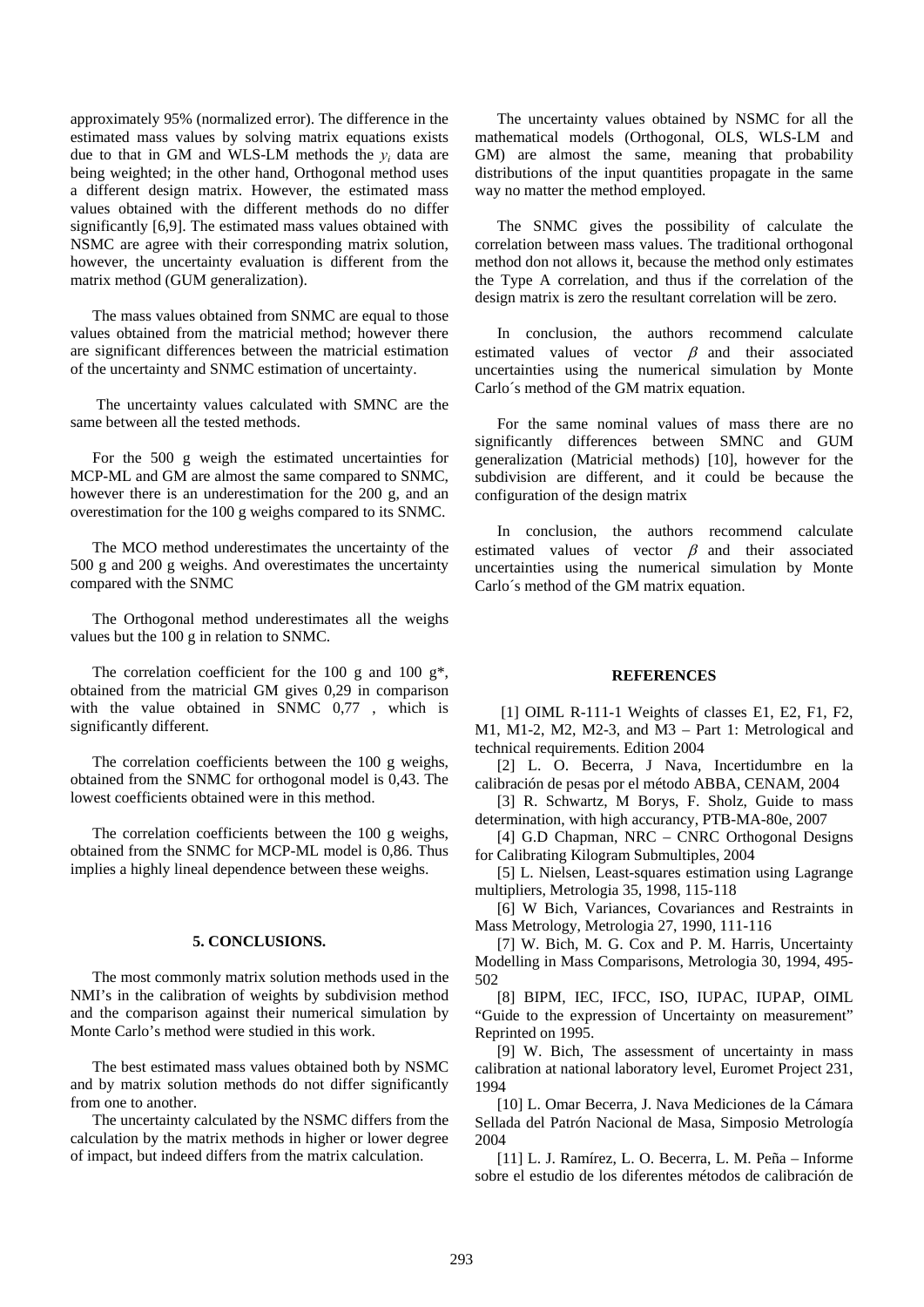approximately 95% (normalized error). The difference in the estimated mass values by solving matrix equations exists due to that in GM and WLS-LM methods the $y_i$ data are being weighted; in the other hand, Orthogonal method uses a different design matrix. However, the estimated mass values obtained with the different methods do no differ significantly [6,9]. The estimated mass values obtained with NSMC are agree with their corresponding matrix solution, however, the uncertainty evaluation is different from the matrix method (GUM generalization).

The mass values obtained from SNMC are equal to those values obtained from the matricial method; however there are significant differences between the matricial estimation of the uncertainty and SNMC estimation of uncertainty.

The uncertainty values calculated with SMNC are the same between all the tested methods.

For the 500 g weigh the estimated uncertainties for MCP-ML and GM are almost the same compared to SNMC, however there is an underestimation for the 200 g, and an overestimation for the 100 g weighs compared to its SNMC.

The MCO method underestimates the uncertainty of the 500 g and 200 g weighs. And overestimates the uncertainty compared with the SNMC

The Orthogonal method underestimates all the weighs values but the 100 g in relation to SNMC.

The correlation coefficient for the 100 g and 100 g*, obtained from the matricial GM gives 0,29 in comparison with the value obtained in SNMC 0,77 , which is significantly different.

The correlation coefficients between the 100 g weighs, obtained from the SNMC for orthogonal model is 0,43. The lowest coefficients obtained were in this method.

The correlation coefficients between the 100 g weighs, obtained from the SNMC for MCP-ML model is 0,86. Thus implies a highly lineal dependence between these weighs.

## 5. CONCLUSIONS.

The most commonly matrix solution methods used in the NMI's in the calibration of weights by subdivision method and the comparison against their numerical simulation by Monte Carlo's method were studied in this work.

The best estimated mass values obtained both by NSMC and by matrix solution methods do not differ significantly from one to another.

The uncertainty calculated by the NSMC differs from the calculation by the matrix methods in higher or lower degree of impact, but indeed differs from the matrix calculation.

The uncertainty values obtained by NSMC for all the mathematical models (Orthogonal, OLS, WLS-LM and GM) are almost the same, meaning that probability distributions of the input quantities propagate in the same way no matter the method employed.

The SNMC gives the possibility of calculate the correlation between mass values. The traditional orthogonal method don not allows it, because the method only estimates the Type A correlation, and thus if the correlation of the design matrix is zero the resultant correlation will be zero.

In conclusion, the authors recommend calculate estimated values of vector $\beta$ and their associated uncertainties using the numerical simulation by Monte Carlo´s method of the GM matrix equation.

For the same nominal values of mass there are no significantly differences between SMNC and GUM generalization (Matricial methods) [10], however for the subdivision are different, and it could be because the configuration of the design matrix

In conclusion, the authors recommend calculate estimated values of vector $\beta$ and their associated uncertainties using the numerical simulation by Monte Carlo´s method of the GM matrix equation.

## REFERENCES

[1] OIML R-111-1 Weights of classes E1, E2, F1, F2, M1, M1-2, M2, M2-3, and M3 – Part 1: Metrological and technical requirements. Edition 2004

[2] L. O. Becerra, J Nava, Incertidumbre en la calibración de pesas por el método ABBA, CENAM, 2004

[3] R. Schwartz, M Borys, F. Sholz, Guide to mass determination, with high accurancy, PTB-MA-80e, 2007

[4] G.D Chapman, NRC – CNRC Orthogonal Designs for Calibrating Kilogram Submultiples, 2004

[5] L. Nielsen, Least-squares estimation using Lagrange multipliers, Metrologia 35, 1998, 115-118

[6] W Bich, Variances, Covariances and Restraints in Mass Metrology, Metrologia 27, 1990, 111-116

[7] W. Bich, M. G. Cox and P. M. Harris, Uncertainty Modelling in Mass Comparisons, Metrologia 30, 1994, 495-502

[8] BIPM, IEC, IFCC, ISO, IUPAC, IUPAP, OIML "Guide to the expression of Uncertainty on measurement" Reprinted on 1995.

[9] W. Bich, The assessment of uncertainty in mass calibration at national laboratory level, Euromet Project 231, 1994

[10] L. Omar Becerra, J. Nava Mediciones de la Cámara Sellada del Patrón Nacional de Masa, Simposio Metrología 2004

[11] L. J. Ramírez, L. O. Becerra, L. M. Peña – Informe sobre el estudio de los diferentes métodos de calibración de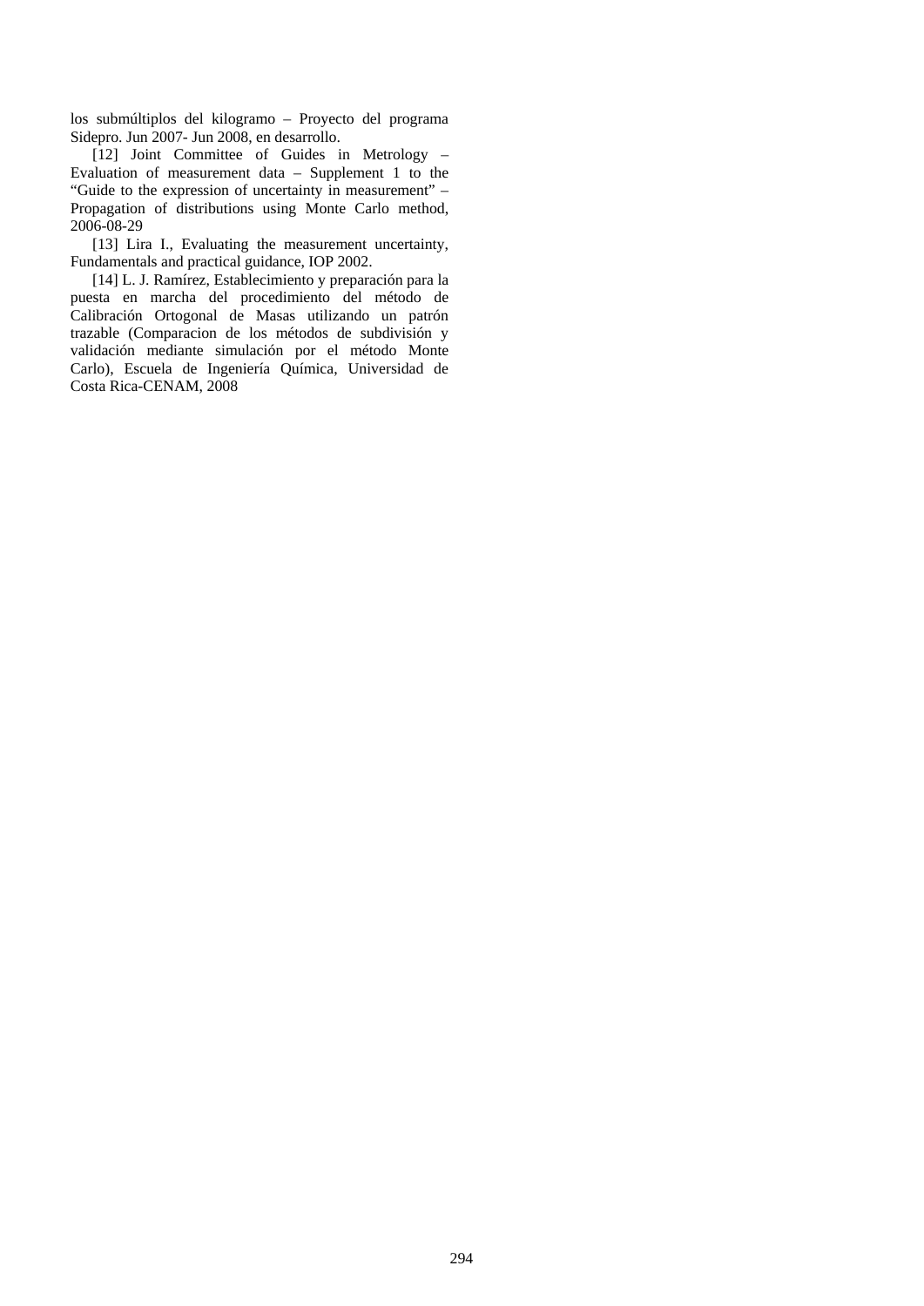los submúltiplos del kilogramo – Proyecto del programa Sidepro. Jun 2007- Jun 2008, en desarrollo.

[12] Joint Committee of Guides in Metrology – Evaluation of measurement data – Supplement 1 to the "Guide to the expression of uncertainty in measurement" – Propagation of distributions using Monte Carlo method, 2006-08-29

[13] Lira I., Evaluating the measurement uncertainty, Fundamentals and practical guidance, IOP 2002.

[14] L. J. Ramírez, Establecimiento y preparación para la puesta en marcha del procedimiento del método de Calibración Ortogonal de Masas utilizando un patrón trazable (Comparacion de los métodos de subdivisión y validación mediante simulación por el método Monte Carlo), Escuela de Ingeniería Química, Universidad de Costa Rica-CENAM, 2008